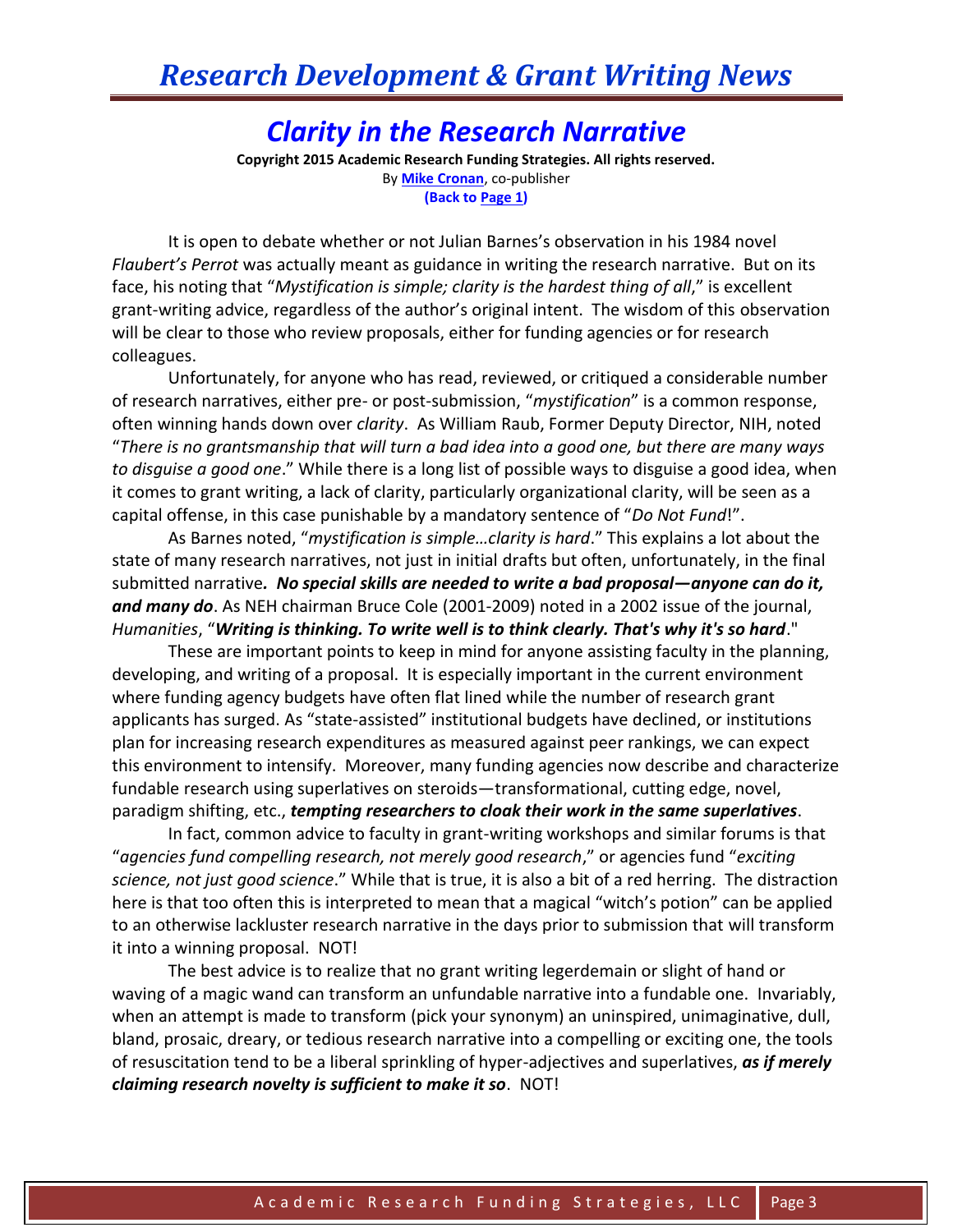# Clarity in the Research Narrative

**Copyright 2015 Academic Research Funding Strategies. All rights reserved.**

By **Mike Cronan**, co-publisher

**(Back to Page 1)**

It is open to debate whether or not Julian Barnes's observation in his 1984 novel *Flaubert's Perrot* was actually meant as guidance in writing the research narrative. But on its face, his noting that "*Mystification is simple; clarity is the hardest thing of all*," is excellent grant-writing advice, regardless of the author's original intent. The wisdom of this observation will be clear to those who review proposals, either for funding agencies or for research colleagues.

Unfortunately, for anyone who has read, reviewed, or critiqued a considerable number of research narratives, either pre- or post-submission, "*mystification*" is a common response, often winning hands down over *clarity*. As William Raub, Former Deputy Director, NIH, noted "*There is no grantsmanship that will turn a bad idea into a good one, but there are many ways to disguise a good one*." While there is a long list of possible ways to disguise a good idea, when it comes to grant writing, a lack of clarity, particularly organizational clarity, will be seen as a capital offense, in this case punishable by a mandatory sentence of "*Do Not Fund*!".

As Barnes noted, "*mystification is simple…clarity is hard*." This explains a lot about the state of many research narratives, not just in initial drafts but often, unfortunately, in the final submitted narrative***. No special skills are needed to write a bad proposal—anyone can do it, and many do***. As NEH chairman Bruce Cole (2001-2009) noted in a 2002 issue of the journal, *Humanities*, "***Writing is thinking. To write well is to think clearly. That's why it's so hard***."

These are important points to keep in mind for anyone assisting faculty in the planning, developing, and writing of a proposal. It is especially important in the current environment where funding agency budgets have often flat lined while the number of research grant applicants has surged. As "state-assisted" institutional budgets have declined, or institutions plan for increasing research expenditures as measured against peer rankings, we can expect this environment to intensify. Moreover, many funding agencies now describe and characterize fundable research using superlatives on steroids—transformational, cutting edge, novel, paradigm shifting, etc., ***tempting researchers to cloak their work in the same superlatives***.

In fact, common advice to faculty in grant-writing workshops and similar forums is that "*agencies fund compelling research, not merely good research*," or agencies fund "*exciting science, not just good science*." While that is true, it is also a bit of a red herring. The distraction here is that too often this is interpreted to mean that a magical "witch's potion" can be applied to an otherwise lackluster research narrative in the days prior to submission that will transform it into a winning proposal. NOT!

The best advice is to realize that no grant writing legerdemain or slight of hand or waving of a magic wand can transform an unfundable narrative into a fundable one. Invariably, when an attempt is made to transform (pick your synonym) an uninspired, unimaginative, dull, bland, prosaic, dreary, or tedious research narrative into a compelling or exciting one, the tools of resuscitation tend to be a liberal sprinkling of hyper-adjectives and superlatives, ***as if merely claiming research novelty is sufficient to make it so***. NOT!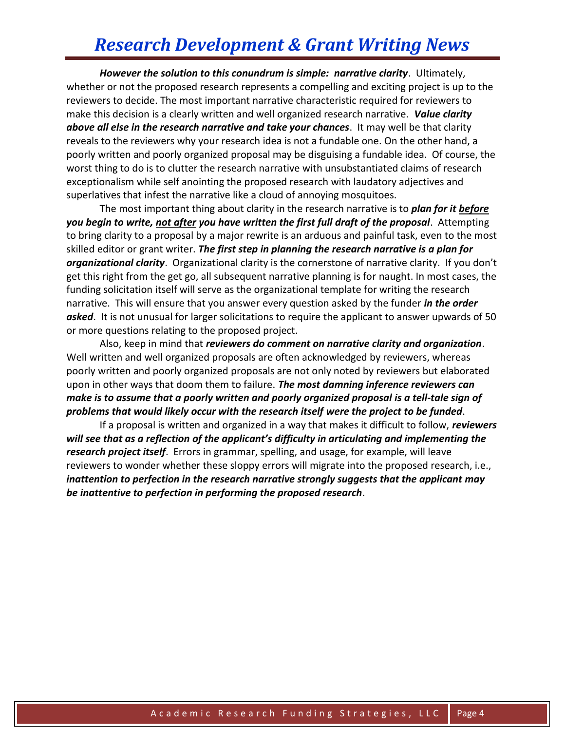***However the solution to this conundrum is simple: narrative clarity***. Ultimately, whether or not the proposed research represents a compelling and exciting project is up to the reviewers to decide. The most important narrative characteristic required for reviewers to make this decision is a clearly written and well organized research narrative. ***Value clarity above all else in the research narrative and take your chances***. It may well be that clarity reveals to the reviewers why your research idea is not a fundable one. On the other hand, a poorly written and poorly organized proposal may be disguising a fundable idea. Of course, the worst thing to do is to clutter the research narrative with unsubstantiated claims of research exceptionalism while self anointing the proposed research with laudatory adjectives and superlatives that infest the narrative like a cloud of annoying mosquitoes.

The most important thing about clarity in the research narrative is to ***plan for it <u>before</u> you begin to write, <u>not after</u> you have written the first full draft of the proposal***. Attempting to bring clarity to a proposal by a major rewrite is an arduous and painful task, even to the most skilled editor or grant writer. ***The first step in planning the research narrative is a plan for organizational clarity***. Organizational clarity is the cornerstone of narrative clarity. If you don't get this right from the get go, all subsequent narrative planning is for naught. In most cases, the funding solicitation itself will serve as the organizational template for writing the research narrative. This will ensure that you answer every question asked by the funder ***in the order asked***. It is not unusual for larger solicitations to require the applicant to answer upwards of 50 or more questions relating to the proposed project.

Also, keep in mind that ***reviewers do comment on narrative clarity and organization***. Well written and well organized proposals are often acknowledged by reviewers, whereas poorly written and poorly organized proposals are not only noted by reviewers but elaborated upon in other ways that doom them to failure. ***The most damning inference reviewers can make is to assume that a poorly written and poorly organized proposal is a tell-tale sign of problems that would likely occur with the research itself were the project to be funded***.

If a proposal is written and organized in a way that makes it difficult to follow, ***reviewers will see that as a reflection of the applicant's difficulty in articulating and implementing the research project itself***. Errors in grammar, spelling, and usage, for example, will leave reviewers to wonder whether these sloppy errors will migrate into the proposed research, i.e., ***inattention to perfection in the research narrative strongly suggests that the applicant may be inattentive to perfection in performing the proposed research***.